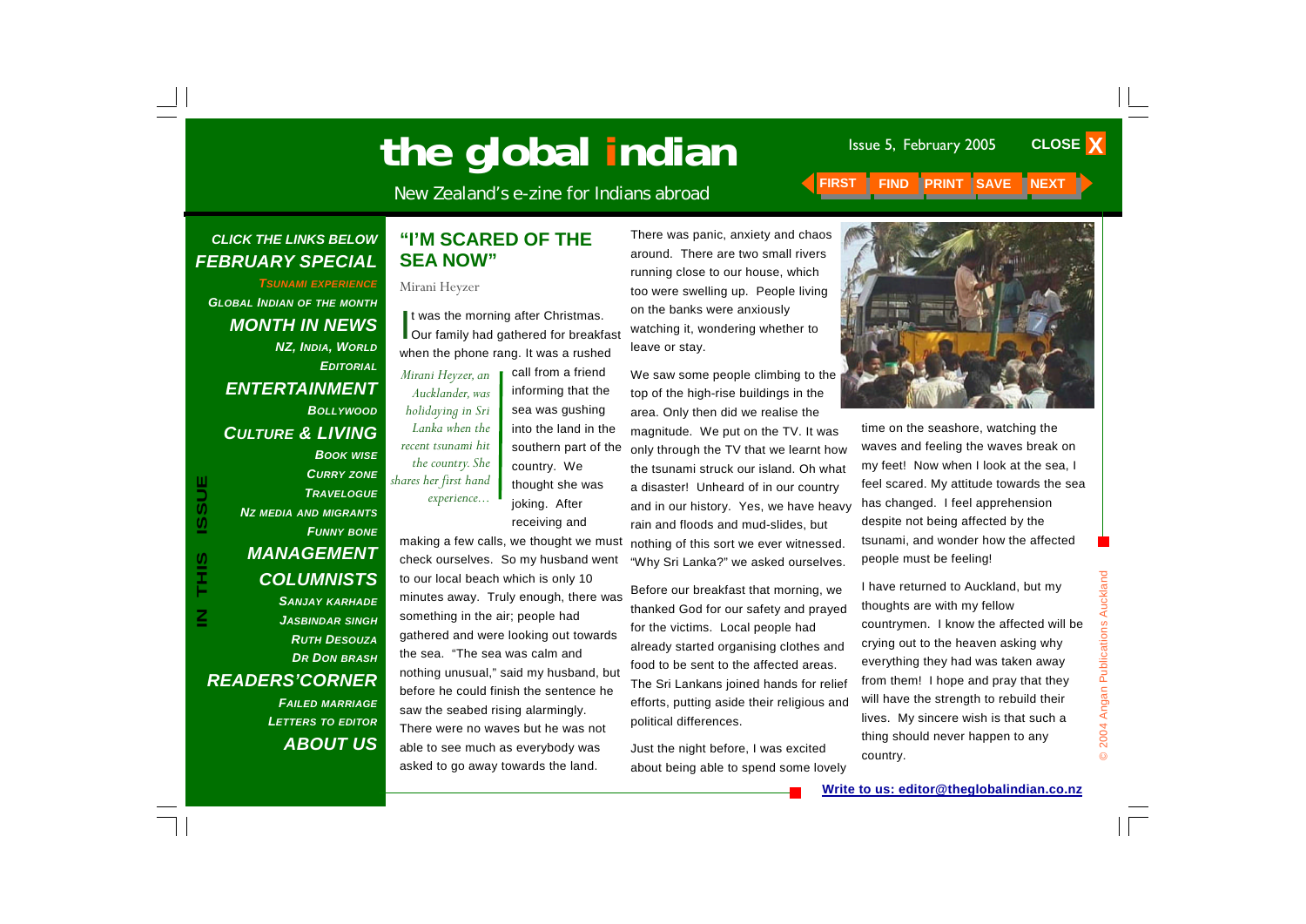# the global indian

New Zealand's e-zine for Indians abroad

Issue 5, February 2005

FIRST FIND PRINT SAVE NEXT

CLOSE X

**IN THIS ISSUE**

*CLICK THE LINKS BELOW*

**FEBRUARY SPECIAL**

TSUNAMI EXPERIENCE

GLOBAL INDIAN OF THE MONTH

**MONTH IN NEWS**

NZ, INDIA, WORLD

EDITORIAL

**ENTERTAINMENT**

BOLLYWOOD

**CULTURE & LIVING**

BOOK WISE

CURRY ZONE

TRAVELOGUE

NZ MEDIA AND MIGRANTS

FUNNY BONE

**MANAGEMENT**

**COLUMNISTS**

SANJAY KARHADE

JASBINDAR SINGH

RUTH DESOUZA

DR DON BRASH

**READERS'CORNER**

FAILED MARRIAGE

LETTERS TO EDITOR

**ABOUT US**

## "I'M SCARED OF THE SEA NOW"

Mirani Heyzer

*Mirani Heyzer, an Aucklander, was holidaying in Sri Lanka when the recent tsunami hit the country. She shares her first hand experience…*

It was the morning after Christmas. Our family had gathered for breakfast when the phone rang. It was a rushed call from a friend informing that the sea was gushing into the land in the southern part of the country. We thought she was joking. After receiving and making a few calls, we thought we must check ourselves. So my husband went to our local beach which is only 10 minutes away. Truly enough, there was something in the air; people had gathered and were looking out towards the sea. "The sea was calm and nothing unusual," said my husband, but before he could finish the sentence he saw the seabed rising alarmingly. There were no waves but he was not able to see much as everybody was asked to go away towards the land.

There was panic, anxiety and chaos around. There are two small rivers running close to our house, which too were swelling up. People living on the banks were anxiously watching it, wondering whether to leave or stay.

We saw some people climbing to the top of the high-rise buildings in the area. Only then did we realise the magnitude. We put on the TV. It was only through the TV that we learnt how the tsunami struck our island. Oh what a disaster! Unheard of in our country and in our history. Yes, we have heavy rain and floods and mud-slides, but nothing of this sort we ever witnessed. "Why Sri Lanka?" we asked ourselves.

Before our breakfast that morning, we thanked God for our safety and prayed for the victims. Local people had already started organising clothes and food to be sent to the affected areas. The Sri Lankans joined hands for relief efforts, putting aside their religious and political differences.

Just the night before, I was excited about being able to spend some lovely time on the seashore, watching the waves and feeling the waves break on my feet! Now when I look at the sea, I feel scared. My attitude towards the sea has changed. I feel apprehension despite not being affected by the tsunami, and wonder how the affected people must be feeling!

I have returned to Auckland, but my thoughts are with my fellow countrymen. I know the affected will be crying out to the heaven asking why everything they had was taken away from them! I hope and pray that they will have the strength to rebuild their lives. My sincere wish is that such a thing should never happen to any country.

**Write to us: editor@theglobalindian.co.nz**

© 2004 Angan Publications Auckland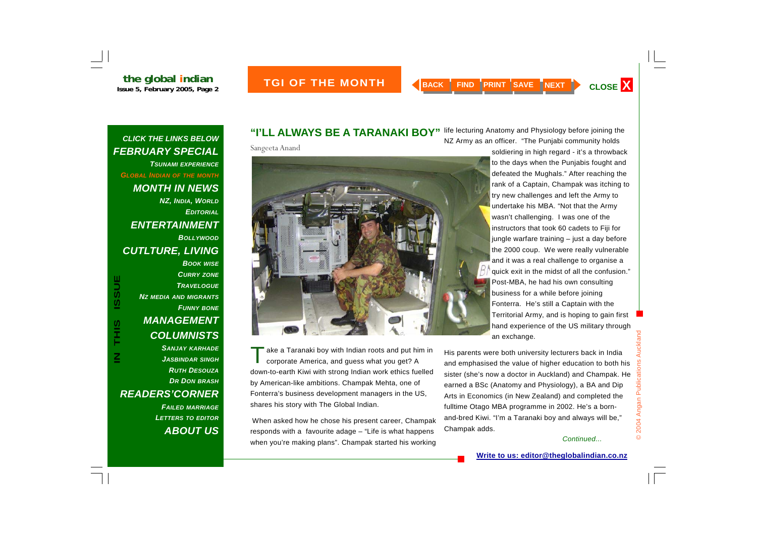# "I'LL ALWAYS BE A TARANAKI BOY"

Sangeeta Anand

Take a Taranaki boy with Indian roots and put him in corporate America, and guess what you get? A down-to-earth Kiwi with strong Indian work ethics fuelled by American-like ambitions. Champak Mehta, one of Fonterra's business development managers in the US, shares his story with The Global Indian.

When asked how he chose his present career, Champak responds with a favourite adage – "Life is what happens when you're making plans". Champak started his working life lecturing Anatomy and Physiology before joining the NZ Army as an officer. "The Punjabi community holds soldiering in high regard - it's a throwback to the days when the Punjabis fought and defeated the Mughals." After reaching the rank of a Captain, Champak was itching to try new challenges and left the Army to undertake his MBA. "Not that the Army wasn't challenging. I was one of the instructors that took 60 cadets to Fiji for jungle warfare training – just a day before the 2000 coup. We were really vulnerable and it was a real challenge to organise a quick exit in the midst of all the confusion." Post-MBA, he had his own consulting business for a while before joining Fonterra. He's still a Captain with the Territorial Army, and is hoping to gain first hand experience of the US military through an exchange.

His parents were both university lecturers back in India and emphasised the value of higher education to both his sister (she's now a doctor in Auckland) and Champak. He earned a BSc (Anatomy and Physiology), a BA and Dip Arts in Economics (in New Zealand) and completed the fulltime Otago MBA programme in 2002. He's a born-and-bred Kiwi. "I'm a Taranaki boy and always will be," Champak adds.

*Continued...*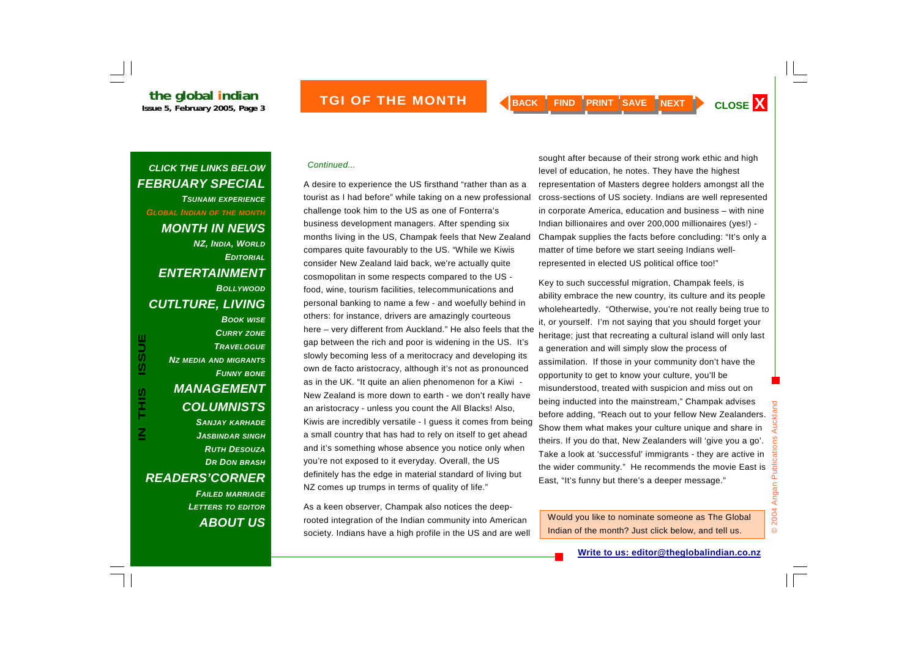## TGI OF THE MONTH

*Continued...*

A desire to experience the US firsthand "rather than as a tourist as I had before" while taking on a new professional challenge took him to the US as one of Fonterra's business development managers. After spending six months living in the US, Champak feels that New Zealand compares quite favourably to the US. "While we Kiwis consider New Zealand laid back, we're actually quite cosmopolitan in some respects compared to the US - food, wine, tourism facilities, telecommunications and personal banking to name a few - and woefully behind in others: for instance, drivers are amazingly courteous here – very different from Auckland." He also feels that the gap between the rich and poor is widening in the US. It's slowly becoming less of a meritocracy and developing its own de facto aristocracy, although it's not as pronounced as in the UK. "It quite an alien phenomenon for a Kiwi - New Zealand is more down to earth - we don't really have an aristocracy - unless you count the All Blacks! Also, Kiwis are incredibly versatile - I guess it comes from being a small country that has had to rely on itself to get ahead and it's something whose absence you notice only when you're not exposed to it everyday. Overall, the US definitely has the edge in material standard of living but NZ comes up trumps in terms of quality of life."

As a keen observer, Champak also notices the deep-rooted integration of the Indian community into American society. Indians have a high profile in the US and are well sought after because of their strong work ethic and high level of education, he notes. They have the highest representation of Masters degree holders amongst all the cross-sections of US society. Indians are well represented in corporate America, education and business – with nine Indian billionaires and over 200,000 millionaires (yes!) - Champak supplies the facts before concluding: "It's only a matter of time before we start seeing Indians well-represented in elected US political office too!"

Key to such successful migration, Champak feels, is ability embrace the new country, its culture and its people wholeheartedly. "Otherwise, you're not really being true to it, or yourself. I'm not saying that you should forget your heritage; just that recreating a cultural island will only last a generation and will simply slow the process of assimilation. If those in your community don't have the opportunity to get to know your culture, you'll be misunderstood, treated with suspicion and miss out on being inducted into the mainstream," Champak advises before adding, "Reach out to your fellow New Zealanders. Show them what makes your culture unique and share in theirs. If you do that, New Zealanders will 'give you a go'. Take a look at 'successful' immigrants - they are active in the wider community." He recommends the movie East is East, "It's funny but there's a deeper message."

Would you like to nominate someone as The Global Indian of the month? Just click below, and tell us.

**Write to us: editor@theglobalindian.co.nz**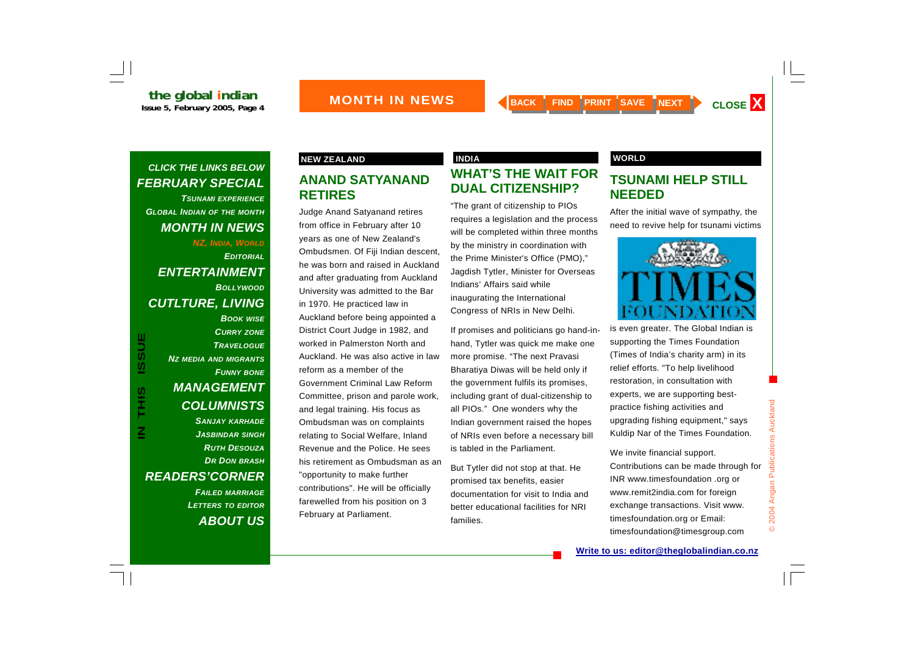## MONTH IN NEWS

### NEW ZEALAND

## ANAND SATYANAND RETIRES

Judge Anand Satyanand retires from office in February after 10 years as one of New Zealand's Ombudsmen. Of Fiji Indian descent, he was born and raised in Auckland and after graduating from Auckland University was admitted to the Bar in 1970. He practiced law in Auckland before being appointed a District Court Judge in 1982, and worked in Palmerston North and Auckland. He was also active in law reform as a member of the Government Criminal Law Reform Committee, prison and parole work, and legal training. His focus as Ombudsman was on complaints relating to Social Welfare, Inland Revenue and the Police. He sees his retirement as Ombudsman as an "opportunity to make further contributions". He will be officially farewelled from his position on 3 February at Parliament.

### INDIA

## WHAT'S THE WAIT FOR DUAL CITIZENSHIP?

"The grant of citizenship to PIOs requires a legislation and the process will be completed within three months by the ministry in coordination with the Prime Minister's Office (PMO)," Jagdish Tytler, Minister for Overseas Indians' Affairs said while inaugurating the International Congress of NRIs in New Delhi.

If promises and politicians go hand-in-hand, Tytler was quick me make one more promise. "The next Pravasi Bharatiya Diwas will be held only if the government fulfils its promises, including grant of dual-citizenship to all PIOs." One wonders why the Indian government raised the hopes of NRIs even before a necessary bill is tabled in the Parliament.

But Tytler did not stop at that. He promised tax benefits, easier documentation for visit to India and better educational facilities for NRI families.

### WORLD

## TSUNAMI HELP STILL NEEDED

After the initial wave of sympathy, the need to revive help for tsunami victims is even greater. The Global Indian is supporting the Times Foundation (Times of India's charity arm) in its relief efforts. "To help livelihood restoration, in consultation with experts, we are supporting best-practice fishing activities and upgrading fishing equipment," says Kuldip Nar of the Times Foundation.

We invite financial support. Contributions can be made through for INR www.timesfoundation .org or www.remit2india.com for foreign exchange transactions. Visit www. timesfoundation.org or Email: timesfoundation@timesgroup.com

**Write to us: editor@theglobalindian.co.nz**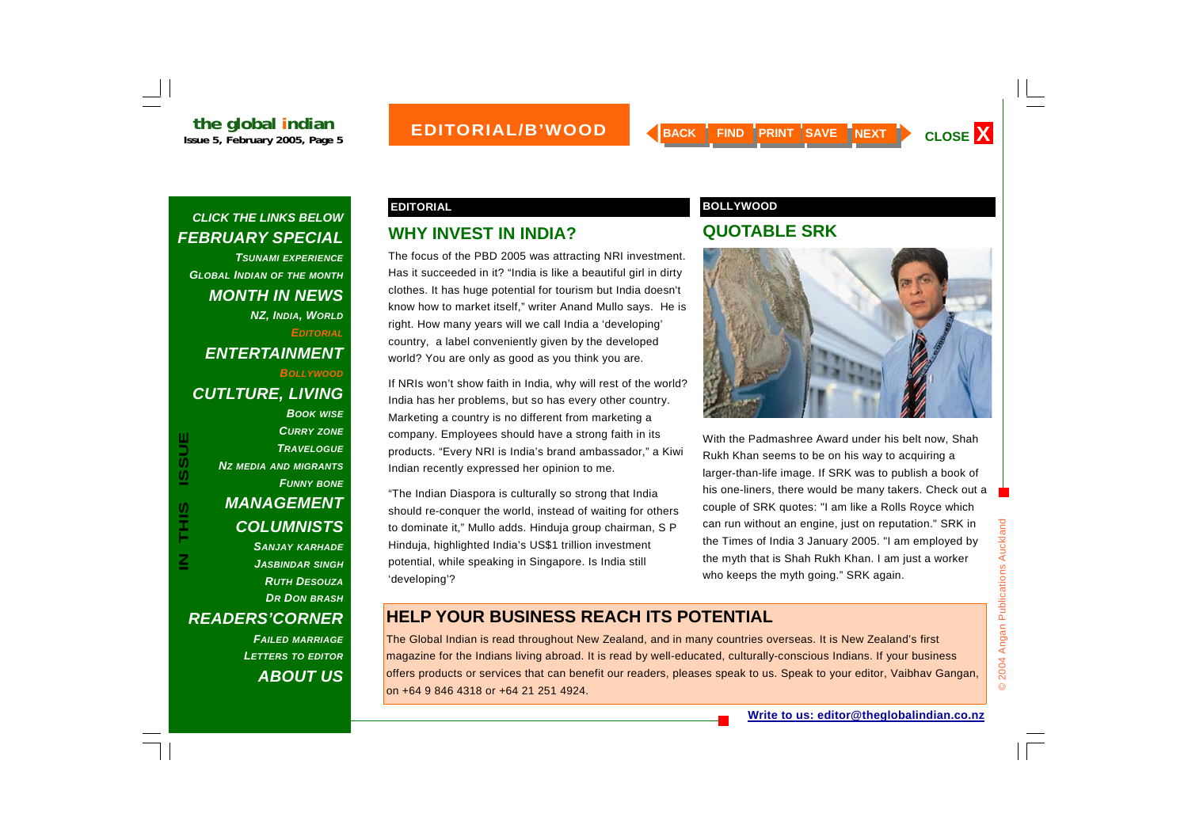## EDITORIAL

### WHY INVEST IN INDIA?

The focus of the PBD 2005 was attracting NRI investment. Has it succeeded in it? "India is like a beautiful girl in dirty clothes. It has huge potential for tourism but India doesn't know how to market itself," writer Anand Mullo says. He is right. How many years will we call India a 'developing' country, a label conveniently given by the developed world? You are only as good as you think you are.

If NRIs won't show faith in India, why will rest of the world? India has her problems, but so has every other country. Marketing a country is no different from marketing a company. Employees should have a strong faith in its products. "Every NRI is India's brand ambassador," a Kiwi Indian recently expressed her opinion to me.

"The Indian Diaspora is culturally so strong that India should re-conquer the world, instead of waiting for others to dominate it," Mullo adds. Hinduja group chairman, S P Hinduja, highlighted India's US$1 trillion investment potential, while speaking in Singapore. Is India still 'developing'?

## BOLLYWOOD

### QUOTABLE SRK

With the Padmashree Award under his belt now, Shah Rukh Khan seems to be on his way to acquiring a larger-than-life image. If SRK was to publish a book of his one-liners, there would be many takers. Check out a couple of SRK quotes: "I am like a Rolls Royce which can run without an engine, just on reputation." SRK in the Times of India 3 January 2005. "I am employed by the myth that is Shah Rukh Khan. I am just a worker who keeps the myth going." SRK again.

## HELP YOUR BUSINESS REACH ITS POTENTIAL

The Global Indian is read throughout New Zealand, and in many countries overseas. It is New Zealand's first magazine for the Indians living abroad. It is read by well-educated, culturally-conscious Indians. If your business offers products or services that can benefit our readers, pleases speak to us. Speak to your editor, Vaibhav Gangan, on +64 9 846 4318 or +64 21 251 4924.

**Write to us: editor@theglobalindian.co.nz**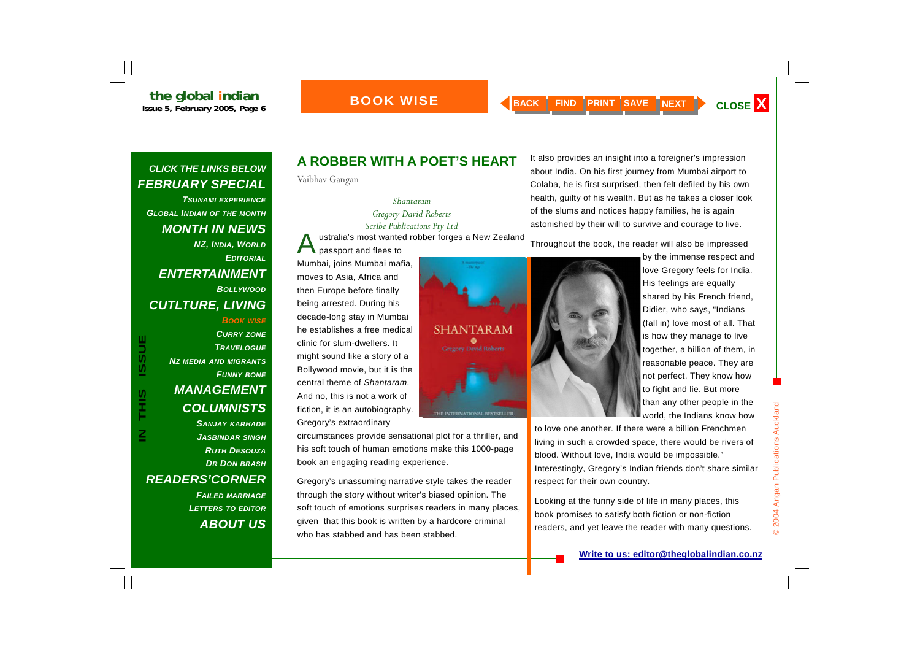# A ROBBER WITH A POET'S HEART

Vaibhav Gangan

*Shantaram*
*Gregory David Roberts*
*Scribe Publications Pty Ltd*

Australia's most wanted robber forges a New Zealand passport and flees to Mumbai, joins Mumbai mafia, moves to Asia, Africa and then Europe before finally being arrested. During his decade-long stay in Mumbai he establishes a free medical clinic for slum-dwellers. It might sound like a story of a Bollywood movie, but it is the central theme of *Shantaram*. And no, this is not a work of fiction, it is an autobiography. Gregory's extraordinary circumstances provide sensational plot for a thriller, and his soft touch of human emotions make this 1000-page book an engaging reading experience.

Gregory's unassuming narrative style takes the reader through the story without writer's biased opinion. The soft touch of emotions surprises readers in many places, given that this book is written by a hardcore criminal who has stabbed and has been stabbed.

It also provides an insight into a foreigner's impression about India. On his first journey from Mumbai airport to Colaba, he is first surprised, then felt defiled by his own health, guilty of his wealth. But as he takes a closer look of the slums and notices happy families, he is again astonished by their will to survive and courage to live.

Throughout the book, the reader will also be impressed by the immense respect and love Gregory feels for India. His feelings are equally shared by his French friend, Didier, who says, "Indians (fall in) love most of all. That is how they manage to live together, a billion of them, in reasonable peace. They are not perfect. They know how to fight and lie. But more than any other people in the world, the Indians know how to love one another. If there were a billion Frenchmen living in such a crowded space, there would be rivers of blood. Without love, India would be impossible." Interestingly, Gregory's Indian friends don't share similar respect for their own country.

Looking at the funny side of life in many places, this book promises to satisfy both fiction or non-fiction readers, and yet leave the reader with many questions.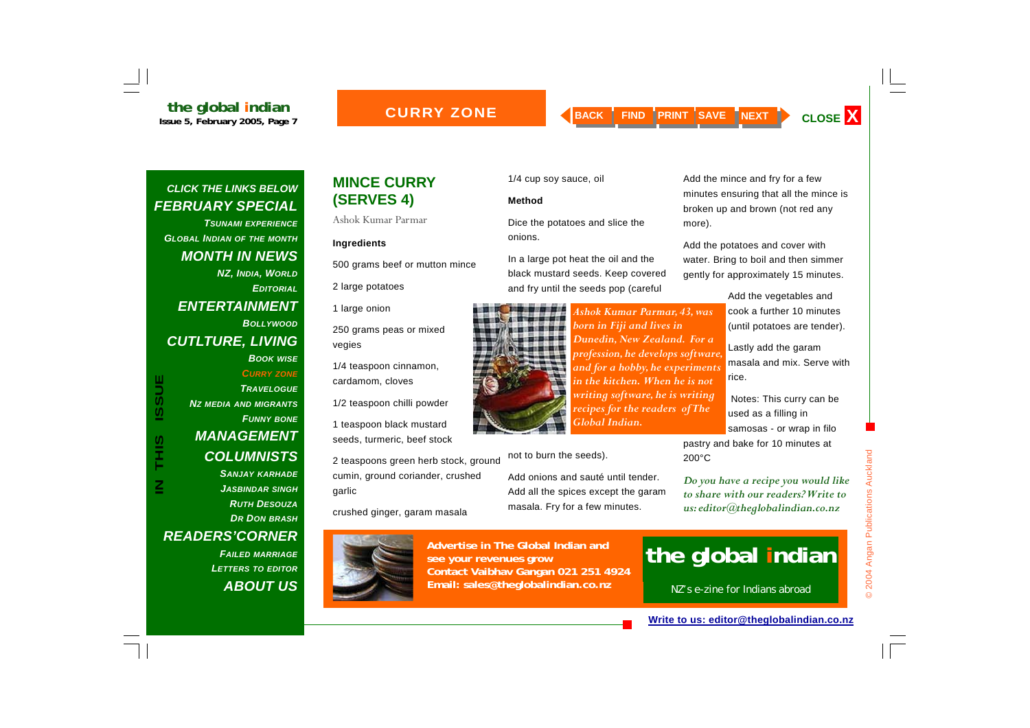# CURRY ZONE

## MINCE CURRY (SERVES 4)

Ashok Kumar Parmar

**Ingredients**

500 grams beef or mutton mince

2 large potatoes

1 large onion

250 grams peas or mixed vegies

1/4 teaspoon cinnamon, cardamom, cloves

1/2 teaspoon chilli powder

1 teaspoon black mustard seeds, turmeric, beef stock

2 teaspoons green herb stock, ground cumin, ground coriander, crushed garlic

crushed ginger, garam masala

1/4 cup soy sauce, oil

**Method**

Dice the potatoes and slice the onions.

In a large pot heat the oil and the black mustard seeds. Keep covered and fry until the seeds pop (careful not to burn the seeds).

Add onions and sauté until tender. Add all the spices except the garam masala. Fry for a few minutes.

Add the mince and fry for a few minutes ensuring that all the mince is broken up and brown (not red any more).

Add the potatoes and cover with water. Bring to boil and then simmer gently for approximately 15 minutes.

Add the vegetables and cook a further 10 minutes (until potatoes are tender).

Lastly add the garam masala and mix. Serve with rice.

Notes: This curry can be used as a filling in samosas - or wrap in filo pastry and bake for 10 minutes at 200°C

*Ashok Kumar Parmar, 43, was born in Fiji and lives in Dunedin, New Zealand. For a profession, he develops software, and for a hobby, he experiments in the kitchen. When he is not writing software, he is writing recipes for the readers of The Global Indian.*

***Do you have a recipe you would like to share with our readers? Write to us: editor@theglobalindian.co.nz***

**Advertise in The Global Indian and see your revenues grow**
**Contact Vaibhav Gangan 021 251 4924**
**Email: sales@theglobalindian.co.nz**

**the global indian**
NZ's e-zine for Indians abroad

**Write to us: editor@theglobalindian.co.nz**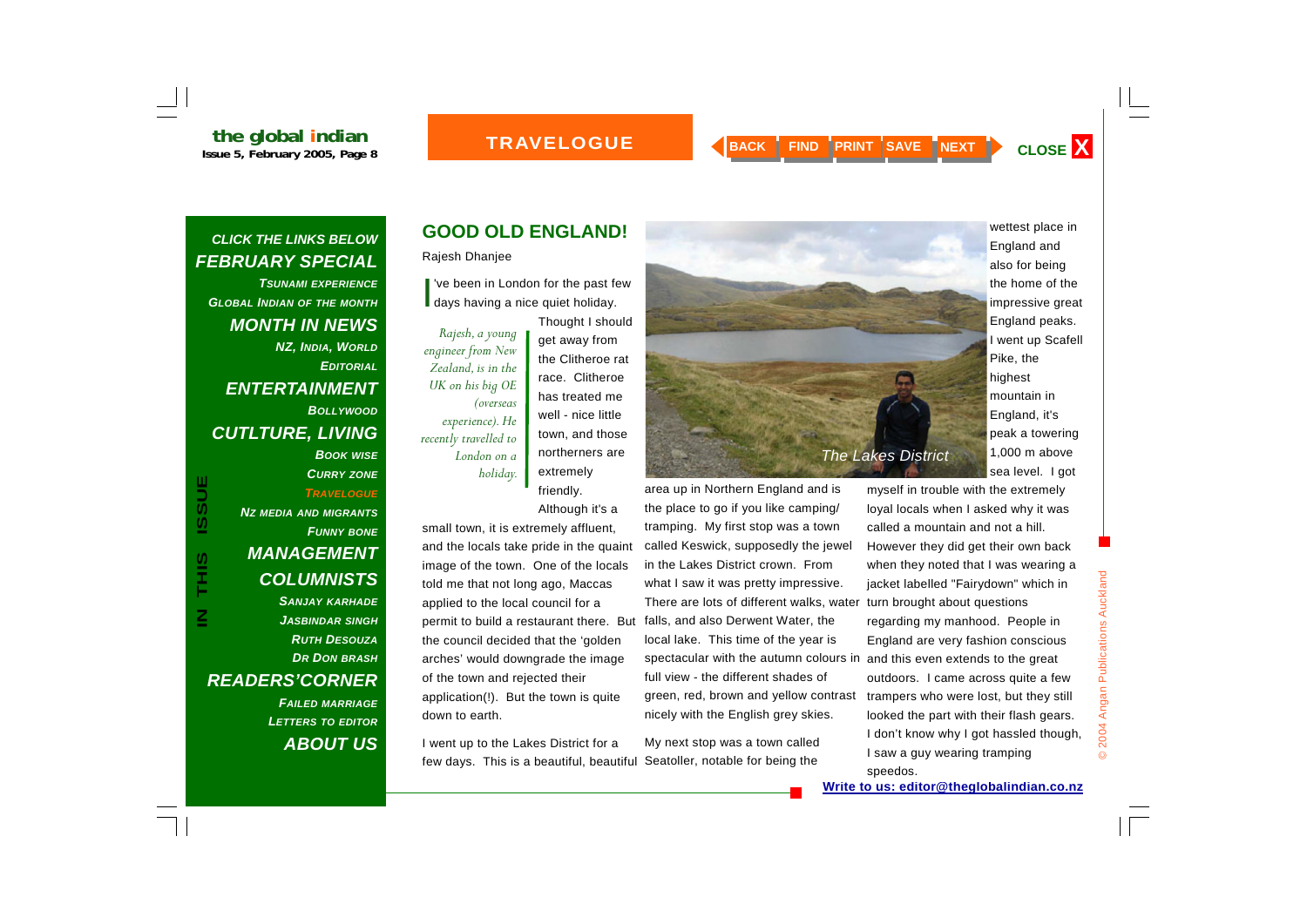## GOOD OLD ENGLAND!

Rajesh Dhanjee

*Rajesh, a young engineer from New Zealand, is in the UK on his big OE (overseas experience). He recently travelled to London on a holiday.*

I've been in London for the past few days having a nice quiet holiday. Thought I should get away from the Clitheroe rat race. Clitheroe has treated me well - nice little town, and those northerners are extremely friendly. Although it's a small town, it is extremely affluent, and the locals take pride in the quaint image of the town. One of the locals told me that not long ago, Maccas applied to the local council for a permit to build a restaurant there. But the council decided that the 'golden arches' would downgrade the image of the town and rejected their application(!). But the town is quite down to earth.

I went up to the Lakes District for a few days. This is a beautiful, beautiful area up in Northern England and is the place to go if you like camping/ tramping. My first stop was a town called Keswick, supposedly the jewel in the Lakes District crown. From what I saw it was pretty impressive. There are lots of different walks, water falls, and also Derwent Water, the local lake. This time of the year is spectacular with the autumn colours in full view - the different shades of green, red, brown and yellow contrast nicely with the English grey skies.

The Lakes District

My next stop was a town called Seatoller, notable for being the wettest place in England and also for being the home of the impressive great England peaks. I went up Scafell Pike, the highest mountain in England, it's peak a towering 1,000 m above sea level. I got myself in trouble with the extremely loyal locals when I asked why it was called a mountain and not a hill. However they did get their own back when they noted that I was wearing a jacket labelled "Fairydown" which in turn brought about questions regarding my manhood. People in England are very fashion conscious and this even extends to the great outdoors. I came across quite a few trampers who were lost, but they still looked the part with their flash gears. I don't know why I got hassled though, I saw a guy wearing tramping speedos.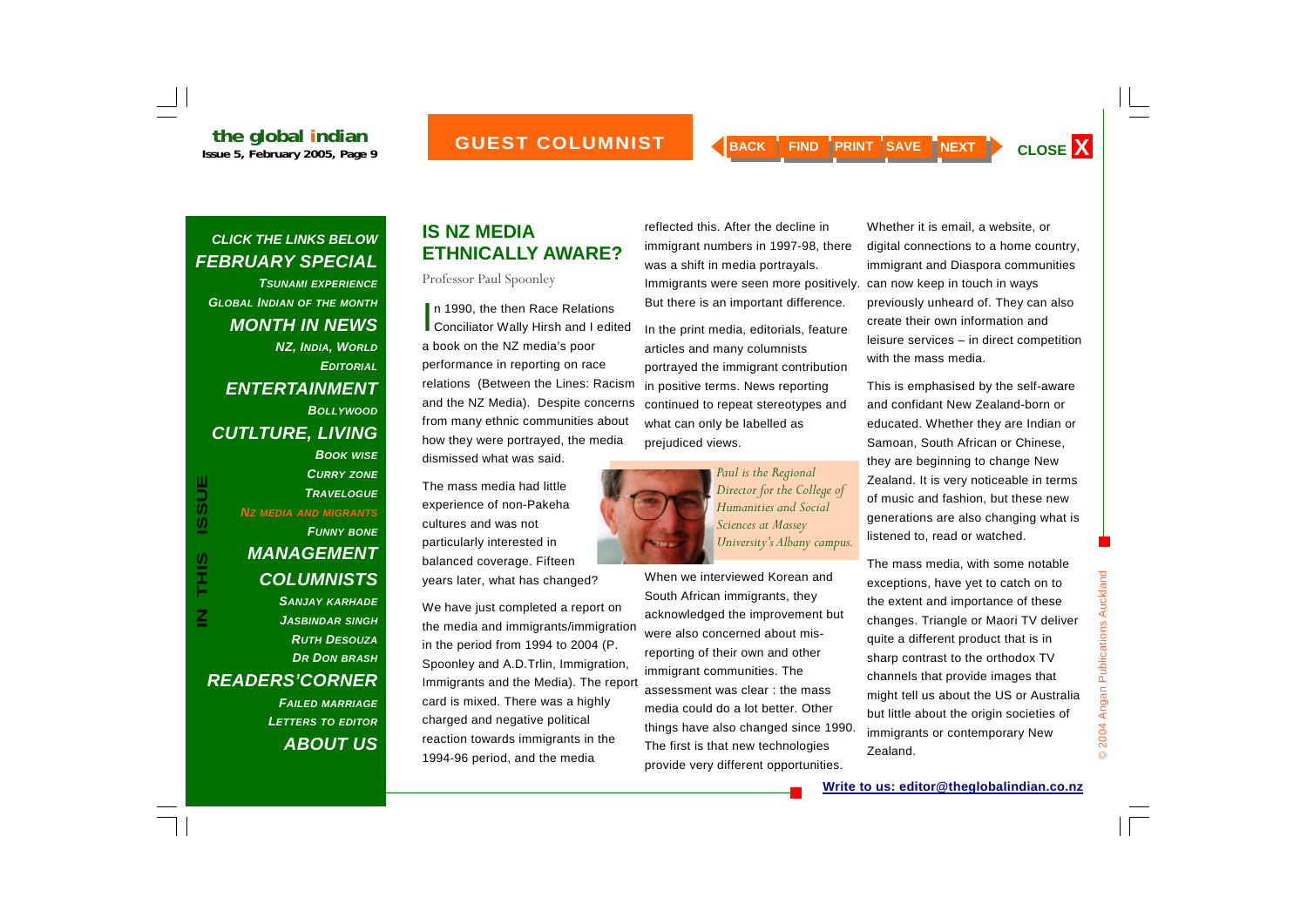# IS NZ MEDIA ETHNICALLY AWARE?

Professor Paul Spoonley

In 1990, the then Race Relations Conciliator Wally Hirsh and I edited a book on the NZ media's poor performance in reporting on race relations (Between the Lines: Racism and the NZ Media). Despite concerns from many ethnic communities about how they were portrayed, the media dismissed what was said.

The mass media had little experience of non-Pakeha cultures and was not particularly interested in balanced coverage. Fifteen years later, what has changed?

We have just completed a report on the media and immigrants/immigration in the period from 1994 to 2004 (P. Spoonley and A.D.Trlin, Immigration, Immigrants and the Media). The report card is mixed. There was a highly charged and negative political reaction towards immigrants in the 1994-96 period, and the media reflected this. After the decline in immigrant numbers in 1997-98, there was a shift in media portrayals. Immigrants were seen more positively. But there is an important difference.

In the print media, editorials, feature articles and many columnists portrayed the immigrant contribution in positive terms. News reporting continued to repeat stereotypes and what can only be labelled as prejudiced views.

*Paul is the Regional Director for the College of Humanities and Social Sciences at Massey University's Albany campus.*

When we interviewed Korean and South African immigrants, they acknowledged the improvement but were also concerned about mis-reporting of their own and other immigrant communities. The assessment was clear : the mass media could do a lot better. Other things have also changed since 1990. The first is that new technologies provide very different opportunities. Whether it is email, a website, or digital connections to a home country, immigrant and Diaspora communities can now keep in touch in ways previously unheard of. They can also create their own information and leisure services – in direct competition with the mass media.

This is emphasised by the self-aware and confidant New Zealand-born or educated. Whether they are Indian or Samoan, South African or Chinese, they are beginning to change New Zealand. It is very noticeable in terms of music and fashion, but these new generations are also changing what is listened to, read or watched.

The mass media, with some notable exceptions, have yet to catch on to the extent and importance of these changes. Triangle or Maori TV deliver quite a different product that is in sharp contrast to the orthodox TV channels that provide images that might tell us about the US or Australia but little about the origin societies of immigrants or contemporary New Zealand.

Write to us: editor@theglobalindian.co.nz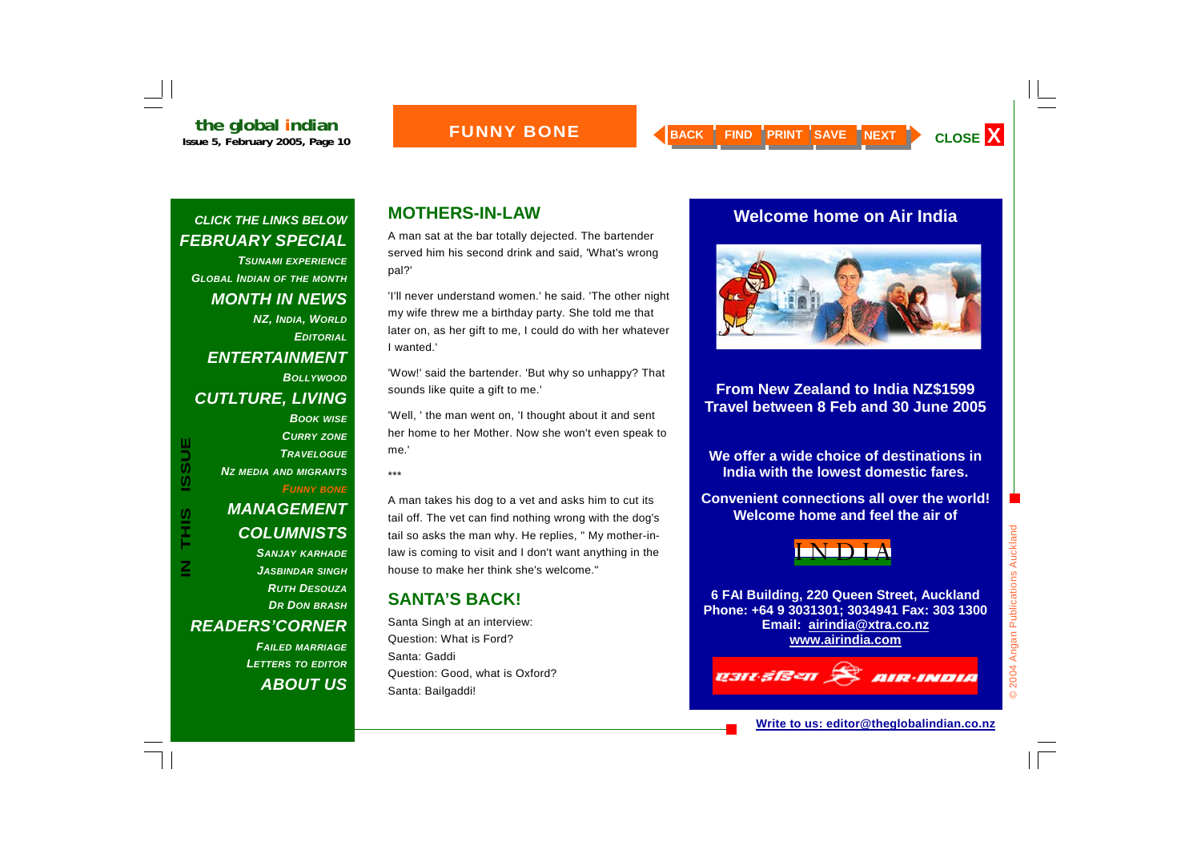# FUNNY BONE

*CLICK THE LINKS BELOW*

***FEBRUARY SPECIAL***

*TSUNAMI EXPERIENCE*

*GLOBAL INDIAN OF THE MONTH*

***MONTH IN NEWS***

*NZ, INDIA, WORLD*

*EDITORIAL*

***ENTERTAINMENT***

*BOLLYWOOD*

***CUTLTURE, LIVING***

*BOOK WISE*

*CURRY ZONE*

*TRAVELOGUE*

*NZ MEDIA AND MIGRANTS*

*FUNNY BONE*

***MANAGEMENT***

***COLUMNISTS***

*SANJAY KARHADE*

*JASBINDAR SINGH*

*RUTH DESOUZA*

*DR DON BRASH*

***READERS'CORNER***

*FAILED MARRIAGE*

*LETTERS TO EDITOR*

***ABOUT US***

**IN THIS ISSUE**

## MOTHERS-IN-LAW

A man sat at the bar totally dejected. The bartender served him his second drink and said, 'What's wrong pal?'

'I'll never understand women.' he said. 'The other night my wife threw me a birthday party. She told me that later on, as her gift to me, I could do with her whatever I wanted.'

'Wow!' said the bartender. 'But why so unhappy? That sounds like quite a gift to me.'

'Well, ' the man went on, 'I thought about it and sent her home to her Mother. Now she won't even speak to me.'

***

A man takes his dog to a vet and asks him to cut its tail off. The vet can find nothing wrong with the dog's tail so asks the man why. He replies, " My mother-in-law is coming to visit and I don't want anything in the house to make her think she's welcome."

## SANTA'S BACK!

Santa Singh at an interview:
Question: What is Ford?
Santa: Gaddi
Question: Good, what is Oxford?
Santa: Bailgaddi!

## Welcome home on Air India

**From New Zealand to India NZ$1599**
**Travel between 8 Feb and 30 June 2005**

**We offer a wide choice of destinations in India with the lowest domestic fares.**

**Convenient connections all over the world! Welcome home and feel the air of**

INDIA

**6 FAI Building, 220 Queen Street, Auckland**
**Phone: +64 9 3031301; 3034941 Fax: 303 1300**
**Email: airindia@xtra.co.nz**
**www.airindia.com**

एअर इंडिया AIR-INDIA

**Write to us: editor@theglobalindian.co.nz**

© 2004 Angan Publications Auckland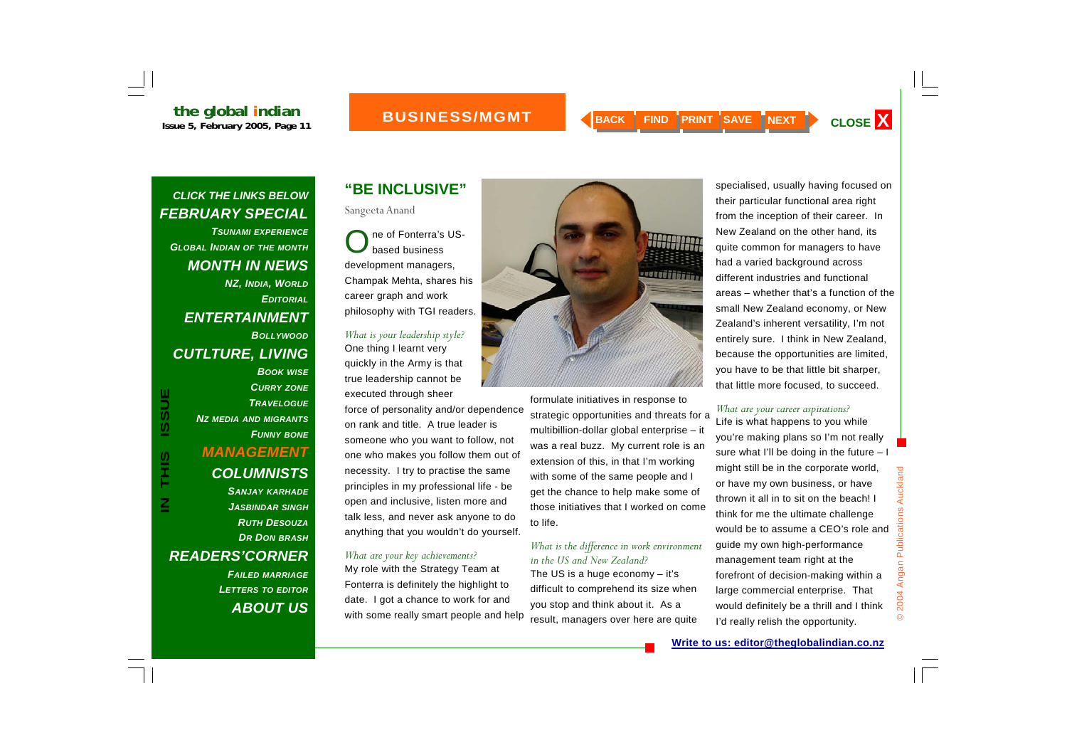## "BE INCLUSIVE"

Sangeeta Anand

One of Fonterra's US-based business development managers, Champak Mehta, shares his career graph and work philosophy with TGI readers.

*What is your leadership style?*

One thing I learnt very quickly in the Army is that true leadership cannot be executed through sheer force of personality and/or dependence on rank and title. A true leader is someone who you want to follow, not one who makes you follow them out of necessity. I try to practise the same principles in my professional life - be open and inclusive, listen more and talk less, and never ask anyone to do anything that you wouldn't do yourself.

*What are your key achievements?*

My role with the Strategy Team at Fonterra is definitely the highlight to date. I got a chance to work for and with some really smart people and help formulate initiatives in response to strategic opportunities and threats for a multibillion-dollar global enterprise – it was a real buzz. My current role is an extension of this, in that I'm working with some of the same people and I get the chance to help make some of those initiatives that I worked on come to life.

*What is the difference in work environment in the US and New Zealand?*

The US is a huge economy – it's difficult to comprehend its size when you stop and think about it. As a result, managers over here are quite specialised, usually having focused on their particular functional area right from the inception of their career. In New Zealand on the other hand, its quite common for managers to have had a varied background across different industries and functional areas – whether that's a function of the small New Zealand economy, or New Zealand's inherent versatility, I'm not entirely sure. I think in New Zealand, because the opportunities are limited, you have to be that little bit sharper, that little more focused, to succeed.

*What are your career aspirations?*

Life is what happens to you while you're making plans so I'm not really sure what I'll be doing in the future – I might still be in the corporate world, or have my own business, or have thrown it all in to sit on the beach! I think for me the ultimate challenge would be to assume a CEO's role and guide my own high-performance management team right at the forefront of decision-making within a large commercial enterprise. That would definitely be a thrill and I think I'd really relish the opportunity.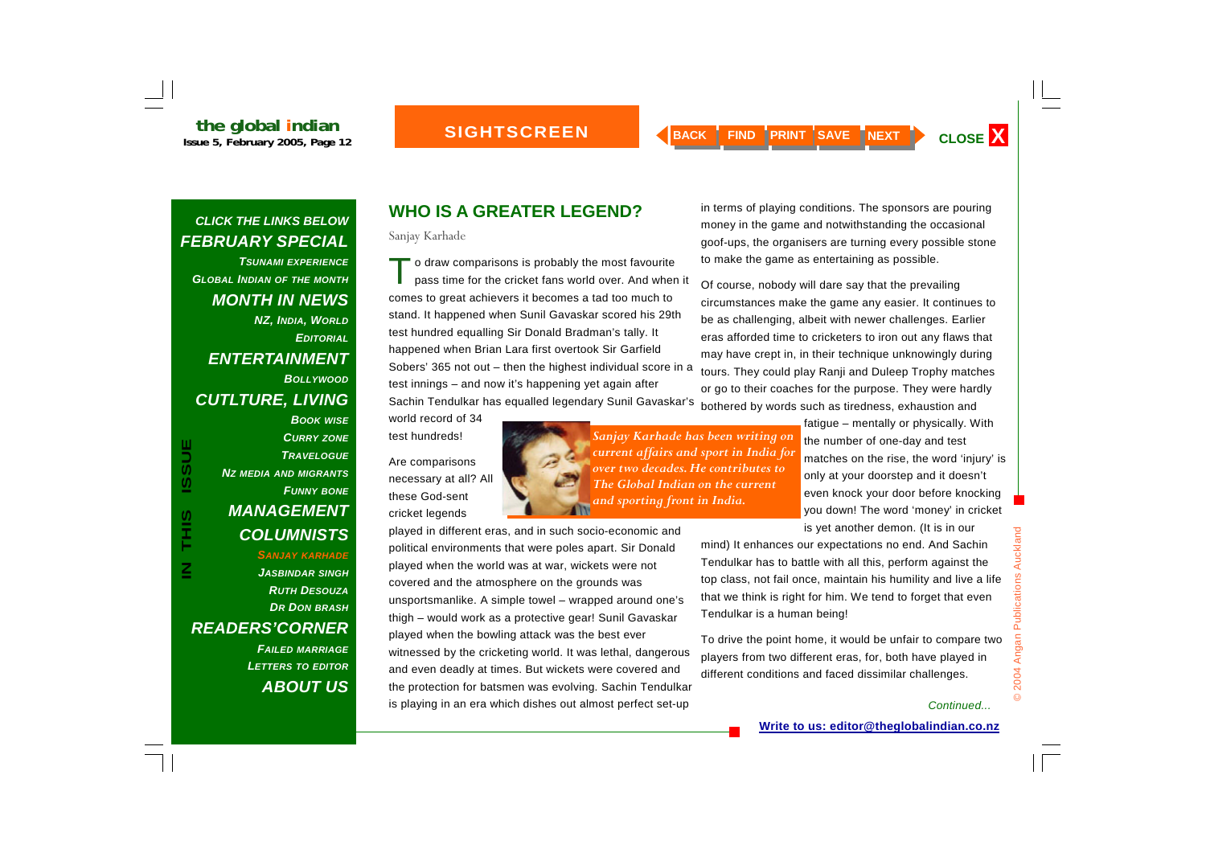## WHO IS A GREATER LEGEND?

Sanjay Karhade

To draw comparisons is probably the most favourite pass time for the cricket fans world over. And when it comes to great achievers it becomes a tad too much to stand. It happened when Sunil Gavaskar scored his 29th test hundred equalling Sir Donald Bradman's tally. It happened when Brian Lara first overtook Sir Garfield Sobers' 365 not out – then the highest individual score in a test innings – and now it's happening yet again after Sachin Tendulkar has equalled legendary Sunil Gavaskar's world record of 34 test hundreds!

*Sanjay Karhade has been writing on current affairs and sport in India for over two decades. He contributes to The Global Indian on the current and sporting front in India.*

Are comparisons necessary at all? All these God-sent cricket legends played in different eras, and in such socio-economic and political environments that were poles apart. Sir Donald played when the world was at war, wickets were not covered and the atmosphere on the grounds was unsportsmanlike. A simple towel – wrapped around one's thigh – would work as a protective gear! Sunil Gavaskar played when the bowling attack was the best ever witnessed by the cricketing world. It was lethal, dangerous and even deadly at times. But wickets were covered and the protection for batsmen was evolving. Sachin Tendulkar is playing in an era which dishes out almost perfect set-up in terms of playing conditions. The sponsors are pouring money in the game and notwithstanding the occasional goof-ups, the organisers are turning every possible stone to make the game as entertaining as possible.

Of course, nobody will dare say that the prevailing circumstances make the game any easier. It continues to be as challenging, albeit with newer challenges. Earlier eras afforded time to cricketers to iron out any flaws that may have crept in, in their technique unknowingly during tours. They could play Ranji and Duleep Trophy matches or go to their coaches for the purpose. They were hardly bothered by words such as tiredness, exhaustion and fatigue – mentally or physically. With the number of one-day and test matches on the rise, the word 'injury' is only at your doorstep and it doesn't even knock your door before knocking you down! The word 'money' in cricket is yet another demon. (It is in our mind) It enhances our expectations no end. And Sachin Tendulkar has to battle with all this, perform against the top class, not fail once, maintain his humility and live a life that we think is right for him. We tend to forget that even Tendulkar is a human being!

To drive the point home, it would be unfair to compare two players from two different eras, for, both have played in different conditions and faced dissimilar challenges.

*Continued...*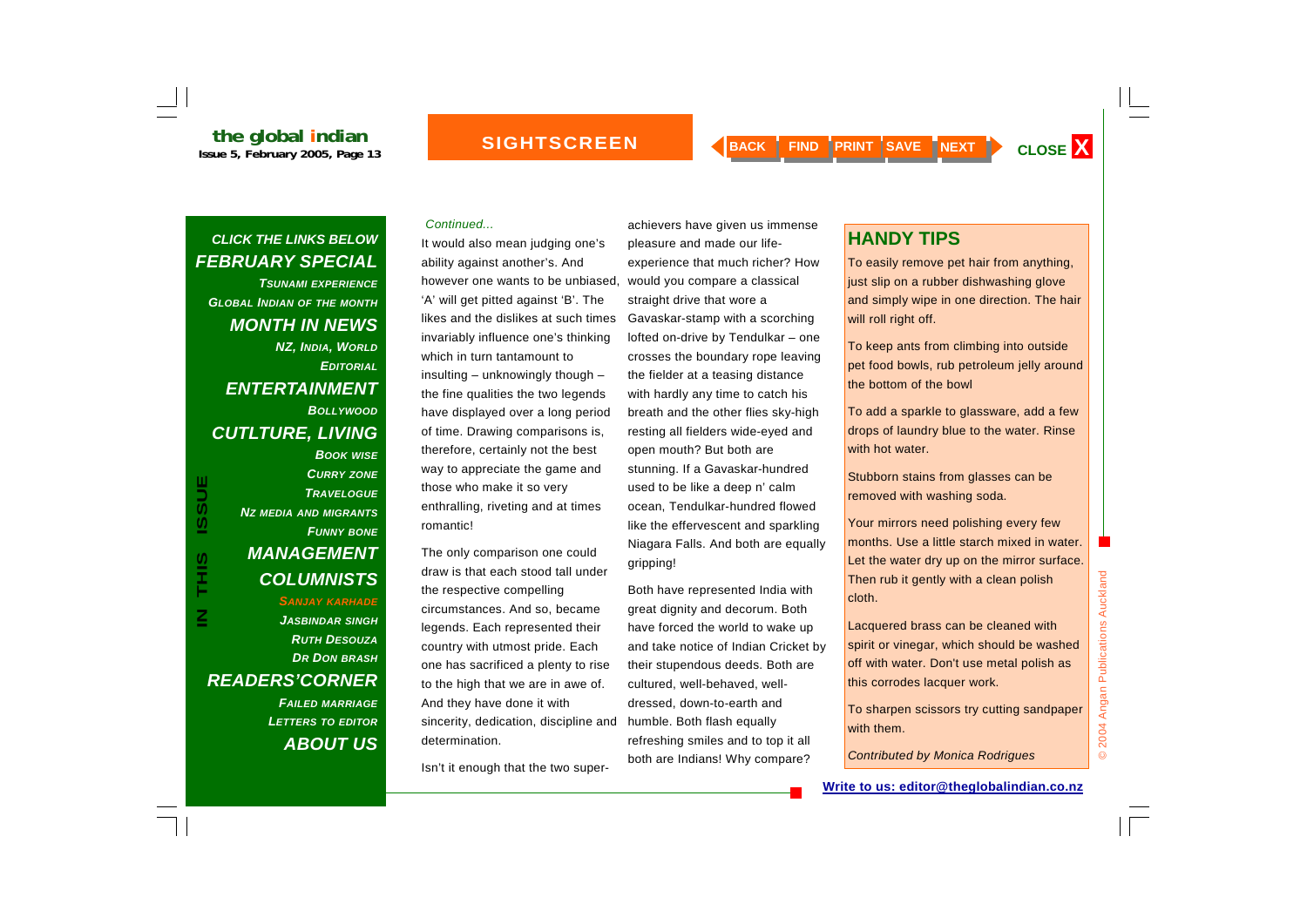# SIGHTSCREEN

*Continued...*

It would also mean judging one's ability against another's. And however one wants to be unbiased, 'A' will get pitted against 'B'. The likes and the dislikes at such times invariably influence one's thinking which in turn tantamount to insulting – unknowingly though – the fine qualities the two legends have displayed over a long period of time. Drawing comparisons is, therefore, certainly not the best way to appreciate the game and those who make it so very enthralling, riveting and at times romantic!

The only comparison one could draw is that each stood tall under the respective compelling circumstances. And so, became legends. Each represented their country with utmost pride. Each one has sacrificed a plenty to rise to the high that we are in awe of. And they have done it with sincerity, dedication, discipline and determination.

Isn't it enough that the two super-achievers have given us immense pleasure and made our life-experience that much richer? How would you compare a classical straight drive that wore a Gavaskar-stamp with a scorching lofted on-drive by Tendulkar – one crosses the boundary rope leaving the fielder at a teasing distance with hardly any time to catch his breath and the other flies sky-high resting all fielders wide-eyed and open mouth? But both are stunning. If a Gavaskar-hundred used to be like a deep n' calm ocean, Tendulkar-hundred flowed like the effervescent and sparkling Niagara Falls. And both are equally gripping!

Both have represented India with great dignity and decorum. Both have forced the world to wake up and take notice of Indian Cricket by their stupendous deeds. Both are cultured, well-behaved, well-dressed, down-to-earth and humble. Both flash equally refreshing smiles and to top it all both are Indians! Why compare?

## HANDY TIPS

To easily remove pet hair from anything, just slip on a rubber dishwashing glove and simply wipe in one direction. The hair will roll right off.

To keep ants from climbing into outside pet food bowls, rub petroleum jelly around the bottom of the bowl

To add a sparkle to glassware, add a few drops of laundry blue to the water. Rinse with hot water.

Stubborn stains from glasses can be removed with washing soda.

Your mirrors need polishing every few months. Use a little starch mixed in water. Let the water dry up on the mirror surface. Then rub it gently with a clean polish cloth.

Lacquered brass can be cleaned with spirit or vinegar, which should be washed off with water. Don't use metal polish as this corrodes lacquer work.

To sharpen scissors try cutting sandpaper with them.

*Contributed by Monica Rodrigues*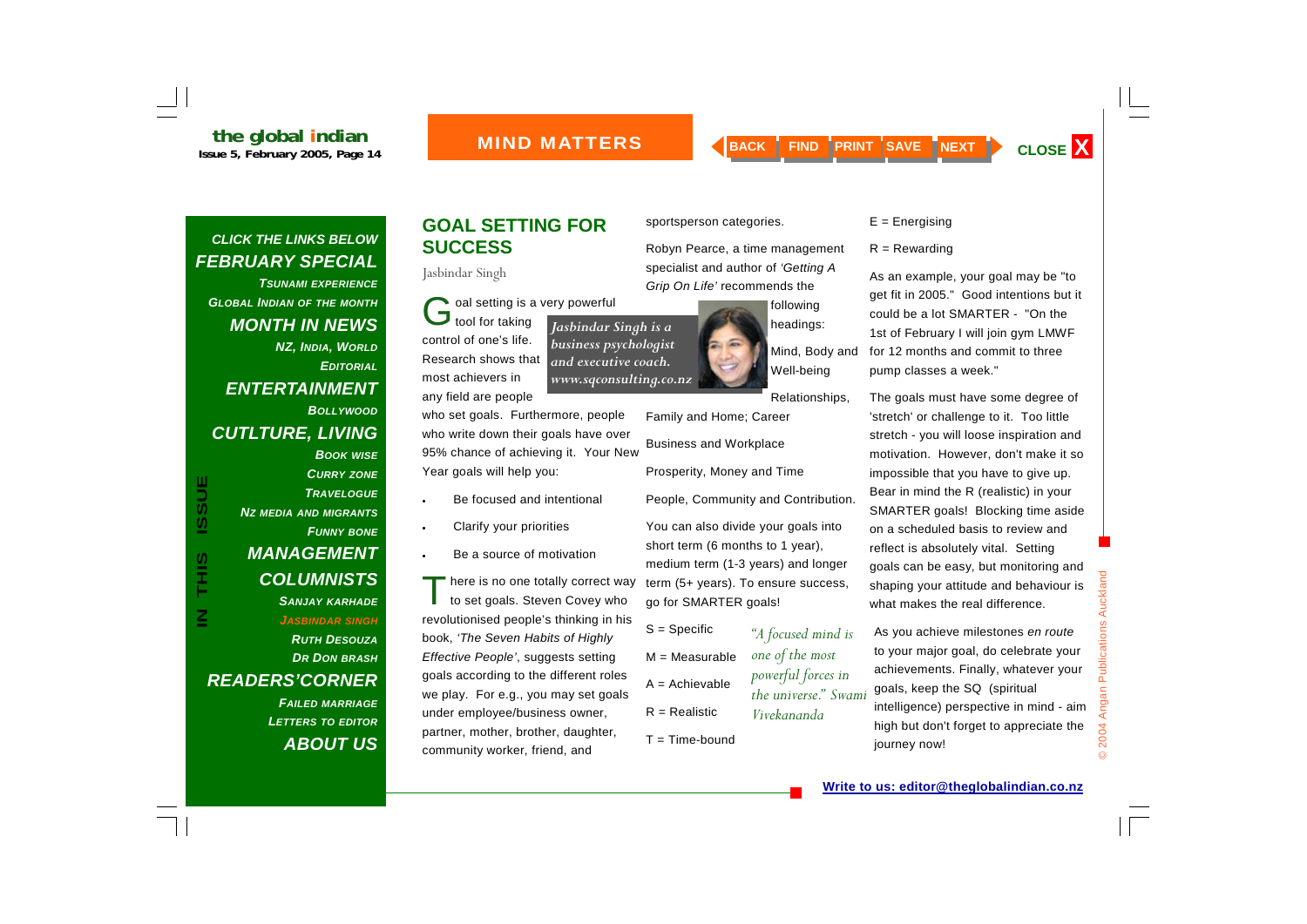## GOAL SETTING FOR SUCCESS

Jasbindar Singh

*Jasbindar Singh is a business psychologist and executive coach. www.sqconsulting.co.nz*

Goal setting is a very powerful tool for taking control of one's life. Research shows that most achievers in any field are people who set goals. Furthermore, people who write down their goals have over 95% chance of achieving it. Your New Year goals will help you:

- Be focused and intentional
- Clarify your priorities
- Be a source of motivation

There is no one totally correct way to set goals. Steven Covey who revolutionised people's thinking in his book, *'The Seven Habits of Highly Effective People'*, suggests setting goals according to the different roles we play. For e.g., you may set goals under employee/business owner, partner, mother, brother, daughter, community worker, friend, and sportsperson categories.

Robyn Pearce, a time management specialist and author of *'Getting A Grip On Life'* recommends the following headings:

Mind, Body and Well-being

Relationships, Family and Home; Career

Business and Workplace

Prosperity, Money and Time

People, Community and Contribution.

You can also divide your goals into short term (6 months to 1 year), medium term (1-3 years) and longer term (5+ years). To ensure success, go for SMARTER goals!

S = Specific

M = Measurable

A = Achievable

R = Realistic

T = Time-bound

E = Energising

R = Rewarding

*"A focused mind is one of the most powerful forces in the universe." Swami Vivekananda*

As an example, your goal may be "to get fit in 2005." Good intentions but it could be a lot SMARTER - "On the 1st of February I will join gym LMWF for 12 months and commit to three pump classes a week."

The goals must have some degree of 'stretch' or challenge to it. Too little stretch - you will loose inspiration and motivation. However, don't make it so impossible that you have to give up. Bear in mind the R (realistic) in your SMARTER goals! Blocking time aside on a scheduled basis to review and reflect is absolutely vital. Setting goals can be easy, but monitoring and shaping your attitude and behaviour is what makes the real difference.

As you achieve milestones *en route* to your major goal, do celebrate your achievements. Finally, whatever your goals, keep the SQ (spiritual intelligence) perspective in mind - aim high but don't forget to appreciate the journey now!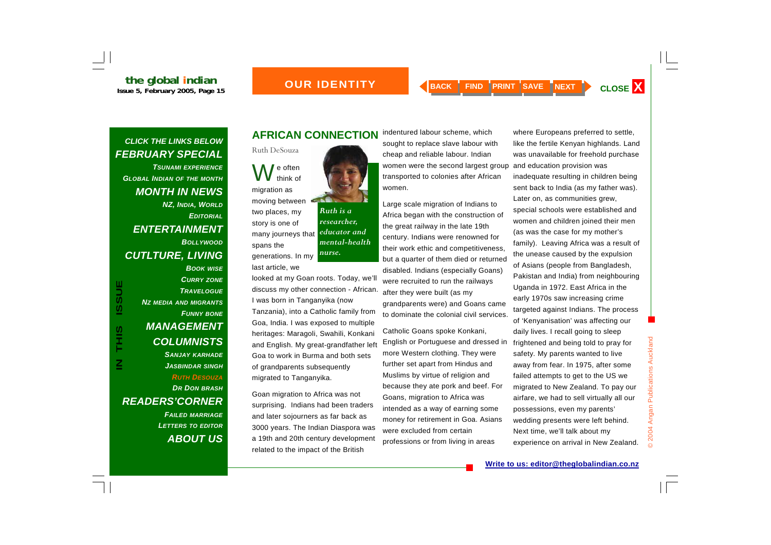## AFRICAN CONNECTION

Ruth DeSouza

*Ruth is a researcher, educator and mental-health nurse.*

We often think of migration as moving between two places, my story is one of many journeys that spans the generations. In my last article, we looked at my Goan roots. Today, we'll discuss my other connection - African. I was born in Tanganyika (now Tanzania), into a Catholic family from Goa, India. I was exposed to multiple heritages: Maragoli, Swahili, Konkani and English. My great-grandfather left Goa to work in Burma and both sets of grandparents subsequently migrated to Tanganyika.

Goan migration to Africa was not surprising. Indians had been traders and later sojourners as far back as 3000 years. The Indian Diaspora was a 19th and 20th century development related to the impact of the British indentured labour scheme, which sought to replace slave labour with cheap and reliable labour. Indian women were the second largest group transported to colonies after African women.

Large scale migration of Indians to Africa began with the construction of the great railway in the late 19th century. Indians were renowned for their work ethic and competitiveness, but a quarter of them died or returned disabled. Indians (especially Goans) were recruited to run the railways after they were built (as my grandparents were) and Goans came to dominate the colonial civil services.

Catholic Goans spoke Konkani, English or Portuguese and dressed in more Western clothing. They were further set apart from Hindus and Muslims by virtue of religion and because they ate pork and beef. For Goans, migration to Africa was intended as a way of earning some money for retirement in Goa. Asians were excluded from certain professions or from living in areas where Europeans preferred to settle, like the fertile Kenyan highlands. Land was unavailable for freehold purchase and education provision was inadequate resulting in children being sent back to India (as my father was). Later on, as communities grew, special schools were established and women and children joined their men (as was the case for my mother's family). Leaving Africa was a result of the unease caused by the expulsion of Asians (people from Bangladesh, Pakistan and India) from neighbouring Uganda in 1972. East Africa in the early 1970s saw increasing crime targeted against Indians. The process of 'Kenyanisation' was affecting our daily lives. I recall going to sleep frightened and being told to pray for safety. My parents wanted to live away from fear. In 1975, after some failed attempts to get to the US we migrated to New Zealand. To pay our airfare, we had to sell virtually all our possessions, even my parents' wedding presents were left behind. Next time, we'll talk about my experience on arrival in New Zealand.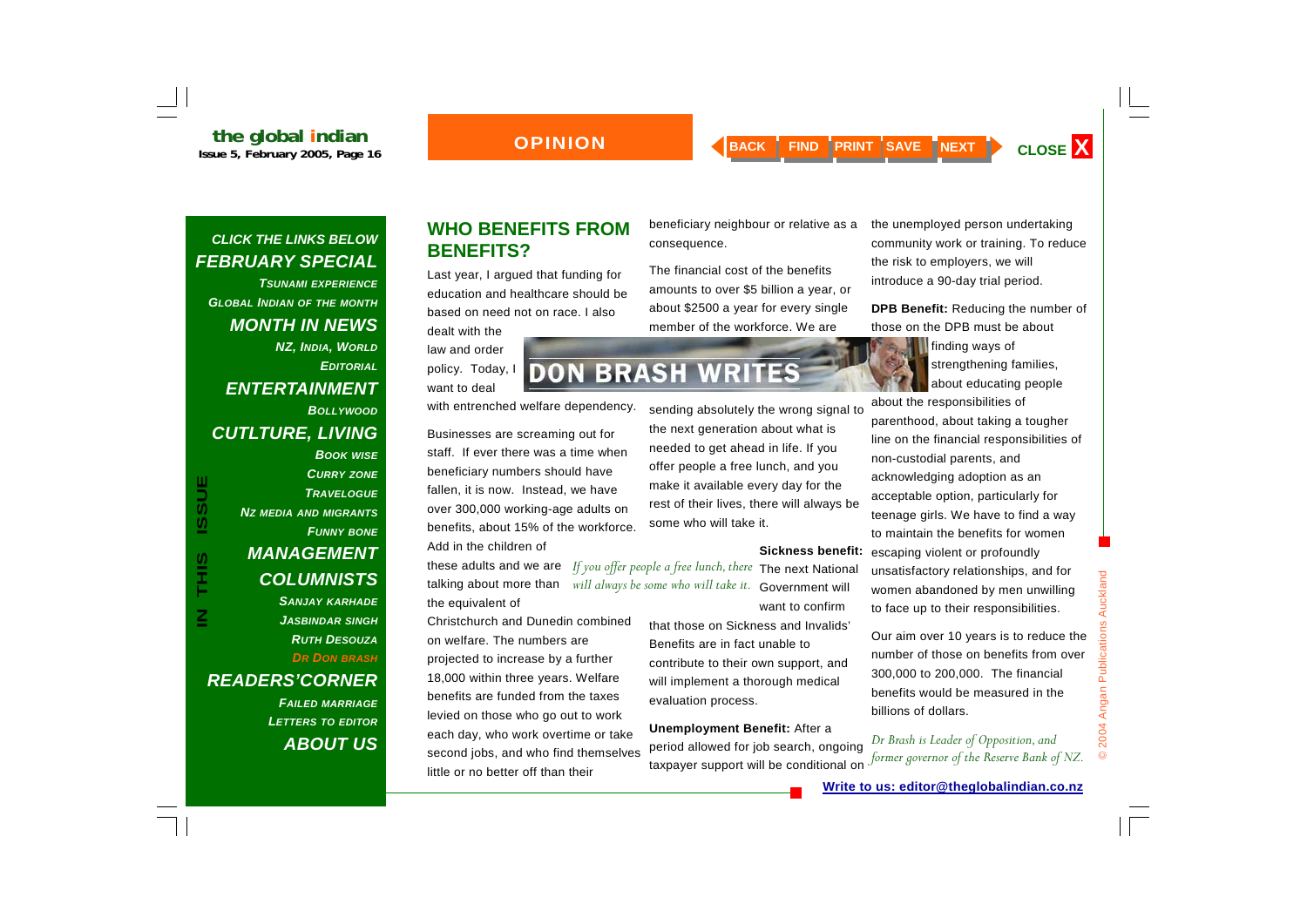## WHO BENEFITS FROM BENEFITS?

### DON BRASH WRITES

Last year, I argued that funding for education and healthcare should be based on need not on race. I also dealt with the law and order policy. Today, I want to deal with entrenched welfare dependency.

Businesses are screaming out for staff. If ever there was a time when beneficiary numbers should have fallen, it is now. Instead, we have over 300,000 working-age adults on benefits, about 15% of the workforce. Add in the children of these adults and we are talking about more than the equivalent of Christchurch and Dunedin combined on welfare. The numbers are projected to increase by a further 18,000 within three years. Welfare benefits are funded from the taxes levied on those who go out to work each day, who work overtime or take second jobs, and who find themselves little or no better off than their beneficiary neighbour or relative as a consequence.

The financial cost of the benefits amounts to over $5 billion a year, or about $2500 a year for every single member of the workforce. We are sending absolutely the wrong signal to the next generation about what is needed to get ahead in life. If you offer people a free lunch, and you make it available every day for the rest of their lives, there will always be some who will take it.

*If you offer people a free lunch, there will always be some who will take it.*

**Sickness benefit:** The next National Government will want to confirm that those on Sickness and Invalids' Benefits are in fact unable to contribute to their own support, and will implement a thorough medical evaluation process.

**Unemployment Benefit:** After a period allowed for job search, ongoing taxpayer support will be conditional on the unemployed person undertaking community work or training. To reduce the risk to employers, we will introduce a 90-day trial period.

**DPB Benefit:** Reducing the number of those on the DPB must be about finding ways of strengthening families, about educating people about the responsibilities of parenthood, about taking a tougher line on the financial responsibilities of non-custodial parents, and acknowledging adoption as an acceptable option, particularly for teenage girls. We have to find a way to maintain the benefits for women escaping violent or profoundly unsatisfactory relationships, and for women abandoned by men unwilling to face up to their responsibilities.

Our aim over 10 years is to reduce the number of those on benefits from over 300,000 to 200,000. The financial benefits would be measured in the billions of dollars.

*Dr Brash is Leader of Opposition, and former governor of the Reserve Bank of NZ.*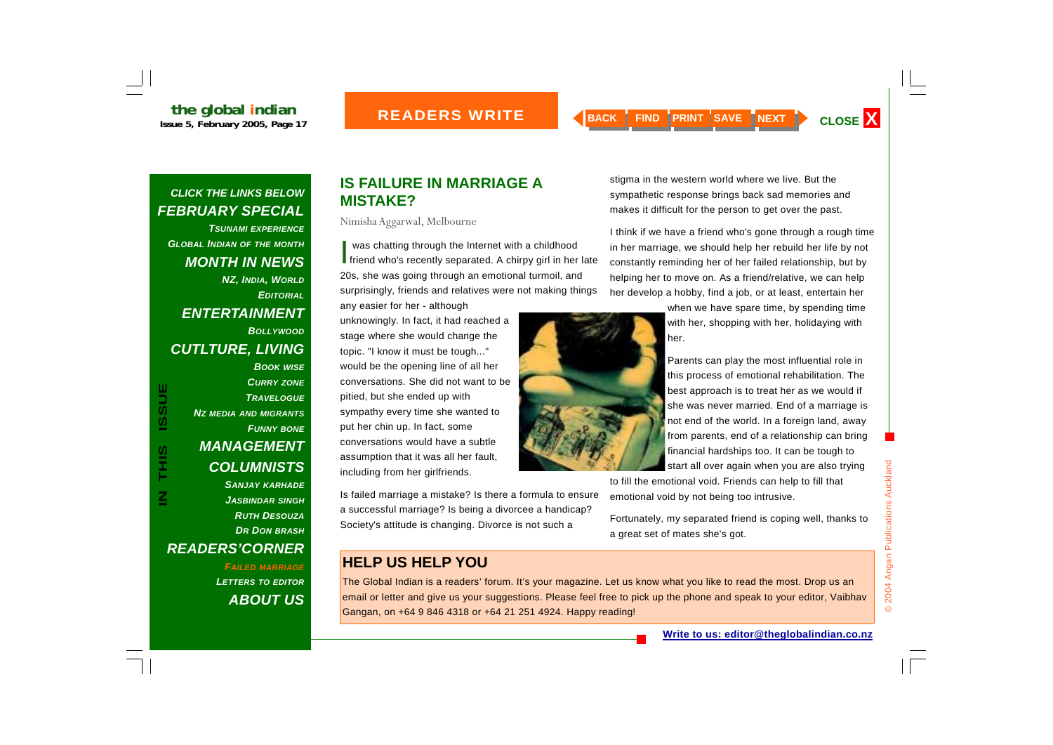## IS FAILURE IN MARRIAGE A MISTAKE?

Nimisha Aggarwal, Melbourne

I was chatting through the Internet with a childhood friend who's recently separated. A chirpy girl in her late 20s, she was going through an emotional turmoil, and surprisingly, friends and relatives were not making things any easier for her - although unknowingly. In fact, it had reached a stage where she would change the topic. "I know it must be tough..." would be the opening line of all her conversations. She did not want to be pitied, but she ended up with sympathy every time she wanted to put her chin up. In fact, some conversations would have a subtle assumption that it was all her fault, including from her girlfriends.

Is failed marriage a mistake? Is there a formula to ensure a successful marriage? Is being a divorcee a handicap? Society's attitude is changing. Divorce is not such a stigma in the western world where we live. But the sympathetic response brings back sad memories and makes it difficult for the person to get over the past.

I think if we have a friend who's gone through a rough time in her marriage, we should help her rebuild her life by not constantly reminding her of her failed relationship, but by helping her to move on. As a friend/relative, we can help her develop a hobby, find a job, or at least, entertain her when we have spare time, by spending time with her, shopping with her, holidaying with her.

Parents can play the most influential role in this process of emotional rehabilitation. The best approach is to treat her as we would if she was never married. End of a marriage is not end of the world. In a foreign land, away from parents, end of a relationship can bring financial hardships too. It can be tough to start all over again when you are also trying to fill the emotional void. Friends can help to fill that emotional void by not being too intrusive.

Fortunately, my separated friend is coping well, thanks to a great set of mates she's got.

## HELP US HELP YOU

The Global Indian is a readers' forum. It's your magazine. Let us know what you like to read the most. Drop us an email or letter and give us your suggestions. Please feel free to pick up the phone and speak to your editor, Vaibhav Gangan, on +64 9 846 4318 or +64 21 251 4924. Happy reading!

Write to us: editor@theglobalindian.co.nz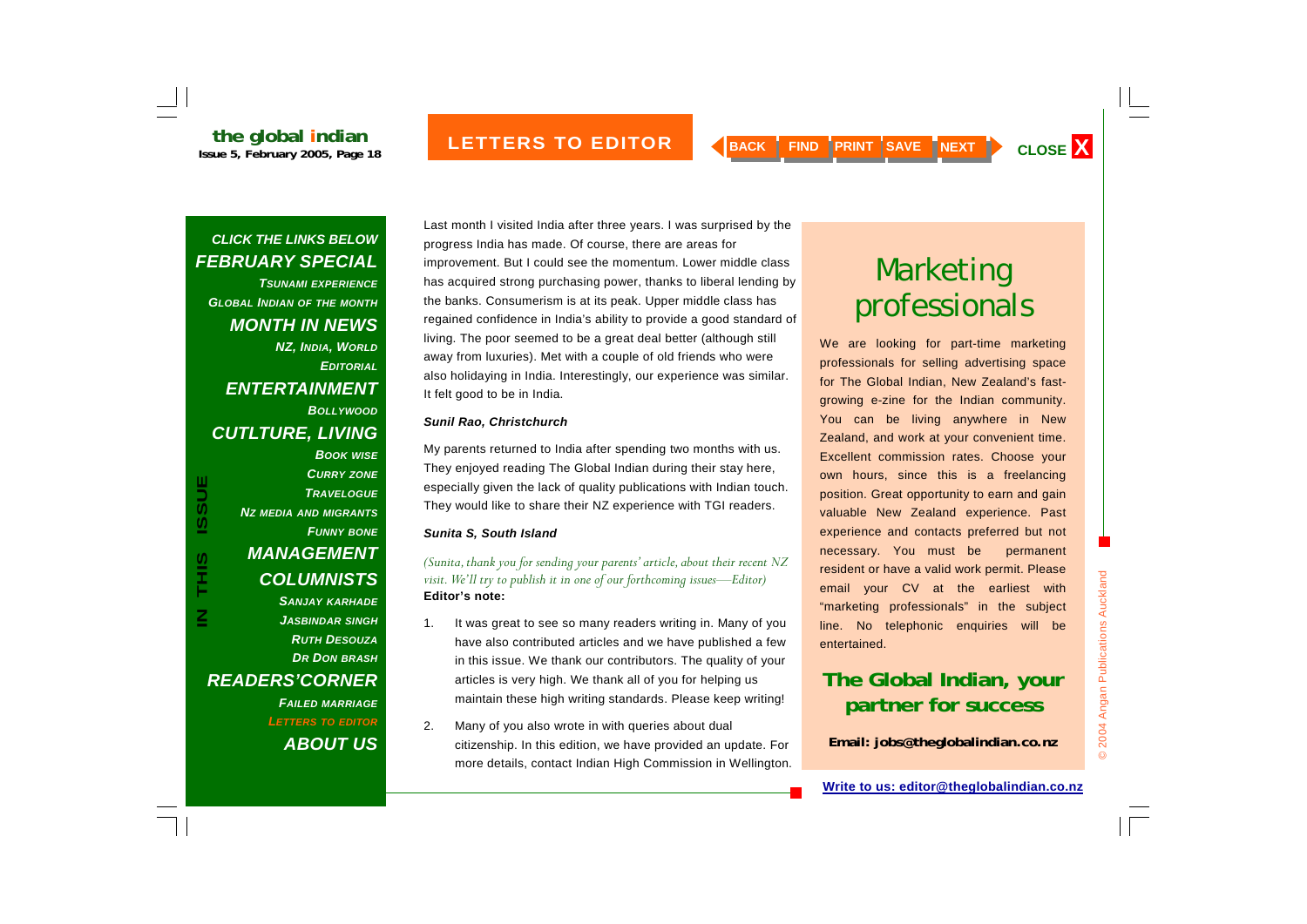# LETTERS TO EDITOR

Last month I visited India after three years. I was surprised by the progress India has made. Of course, there are areas for improvement. But I could see the momentum. Lower middle class has acquired strong purchasing power, thanks to liberal lending by the banks. Consumerism is at its peak. Upper middle class has regained confidence in India's ability to provide a good standard of living. The poor seemed to be a great deal better (although still away from luxuries). Met with a couple of old friends who were also holidaying in India. Interestingly, our experience was similar. It felt good to be in India.

***Sunil Rao, Christchurch***

My parents returned to India after spending two months with us. They enjoyed reading The Global Indian during their stay here, especially given the lack of quality publications with Indian touch. They would like to share their NZ experience with TGI readers.

***Sunita S, South Island***

*(Sunita, thank you for sending your parents' article, about their recent NZ visit. We'll try to publish it in one of our forthcoming issues—Editor)*

**Editor's note:**

1. It was great to see so many readers writing in. Many of you have also contributed articles and we have published a few in this issue. We thank our contributors. The quality of your articles is very high. We thank all of you for helping us maintain these high writing standards. Please keep writing!

2. Many of you also wrote in with queries about dual citizenship. In this edition, we have provided an update. For more details, contact Indian High Commission in Wellington.

## Marketing professionals

We are looking for part-time marketing professionals for selling advertising space for The Global Indian, New Zealand's fast-growing e-zine for the Indian community. You can be living anywhere in New Zealand, and work at your convenient time. Excellent commission rates. Choose your own hours, since this is a freelancing position. Great opportunity to earn and gain valuable New Zealand experience. Past experience and contacts preferred but not necessary. You must be permanent resident or have a valid work permit. Please email your CV at the earliest with "marketing professionals" in the subject line. No telephonic enquiries will be entertained.

**The Global Indian, your partner for success**

**Email: jobs@theglobalindian.co.nz**

**Write to us: editor@theglobalindian.co.nz**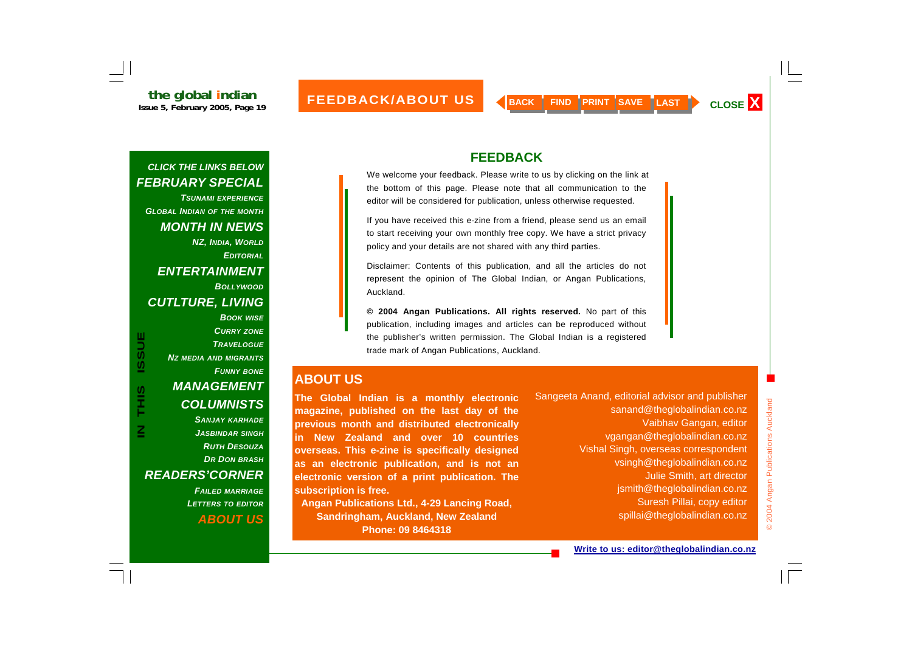# FEEDBACK/ABOUT US

## FEEDBACK

We welcome your feedback. Please write to us by clicking on the link at the bottom of this page. Please note that all communication to the editor will be considered for publication, unless otherwise requested.

If you have received this e-zine from a friend, please send us an email to start receiving your own monthly free copy. We have a strict privacy policy and your details are not shared with any third parties.

Disclaimer: Contents of this publication, and all the articles do not represent the opinion of The Global Indian, or Angan Publications, Auckland.

**© 2004 Angan Publications. All rights reserved.** No part of this publication, including images and articles can be reproduced without the publisher's written permission. The Global Indian is a registered trade mark of Angan Publications, Auckland.

## ABOUT US

**The Global Indian is a monthly electronic magazine, published on the last day of the previous month and distributed electronically in New Zealand and over 10 countries overseas. This e-zine is specifically designed as an electronic publication, and is not an electronic version of a print publication. The subscription is free.**

**Angan Publications Ltd., 4-29 Lancing Road, Sandringham, Auckland, New Zealand**
**Phone: 09 8464318**

Sangeeta Anand, editorial advisor and publisher
sanand@theglobalindian.co.nz
Vaibhav Gangan, editor
vgangan@theglobalindian.co.nz
Vishal Singh, overseas correspondent
vsingh@theglobalindian.co.nz
Julie Smith, art director
jsmith@theglobalindian.co.nz
Suresh Pillai, copy editor
spillai@theglobalindian.co.nz

**Write to us: editor@theglobalindian.co.nz**